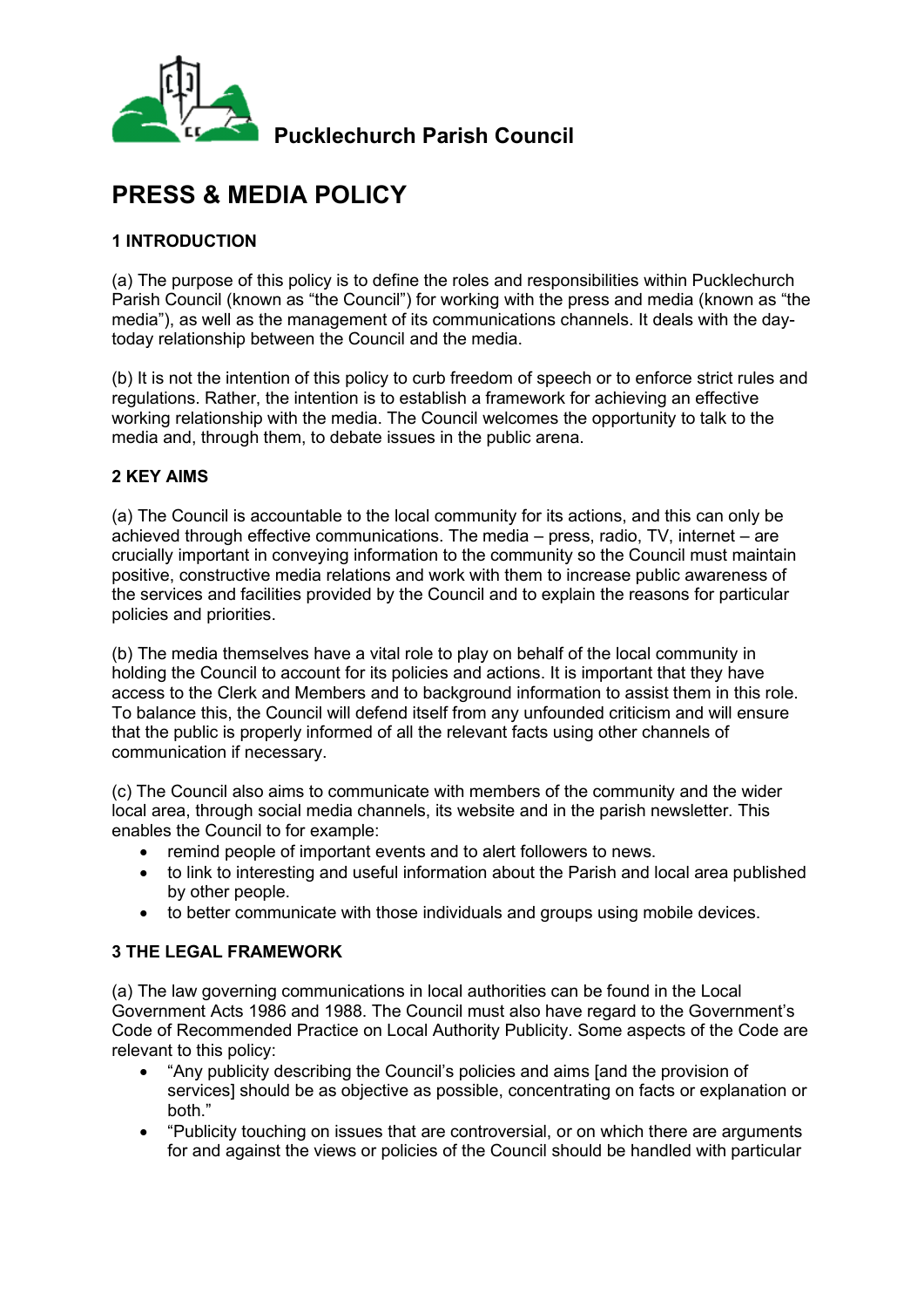Pucklechurch Parish Council

# PRESS & MEDIA POLICY

## 1 INTRODUCTION

(a) The purpose of this policy is to define the roles and responsibilities within Pucklechurch Parish Council (known as "the Council") for working with the press and media (known as "the media"), as well as the management of its communications channels. It deals with the day-today relationship between the Council and the media.

(b) It is not the intention of this policy to curb freedom of speech or to enforce strict rules and regulations. Rather, the intention is to establish a framework for achieving an effective working relationship with the media. The Council welcomes the opportunity to talk to the media and, through them, to debate issues in the public arena.

## 2 KEY AIMS

(a) The Council is accountable to the local community for its actions, and this can only be achieved through effective communications. The media – press, radio, TV, internet – are crucially important in conveying information to the community so the Council must maintain positive, constructive media relations and work with them to increase public awareness of the services and facilities provided by the Council and to explain the reasons for particular policies and priorities.

(b) The media themselves have a vital role to play on behalf of the local community in holding the Council to account for its policies and actions. It is important that they have access to the Clerk and Members and to background information to assist them in this role. To balance this, the Council will defend itself from any unfounded criticism and will ensure that the public is properly informed of all the relevant facts using other channels of communication if necessary.

(c) The Council also aims to communicate with members of the community and the wider local area, through social media channels, its website and in the parish newsletter. This enables the Council to for example:

- remind people of important events and to alert followers to news.
- to link to interesting and useful information about the Parish and local area published by other people.
- to better communicate with those individuals and groups using mobile devices.

## 3 THE LEGAL FRAMEWORK

(a) The law governing communications in local authorities can be found in the Local Government Acts 1986 and 1988. The Council must also have regard to the Government's Code of Recommended Practice on Local Authority Publicity. Some aspects of the Code are relevant to this policy:

- "Any publicity describing the Council's policies and aims [and the provision of services] should be as objective as possible, concentrating on facts or explanation or both."
- "Publicity touching on issues that are controversial, or on which there are arguments for and against the views or policies of the Council should be handled with particular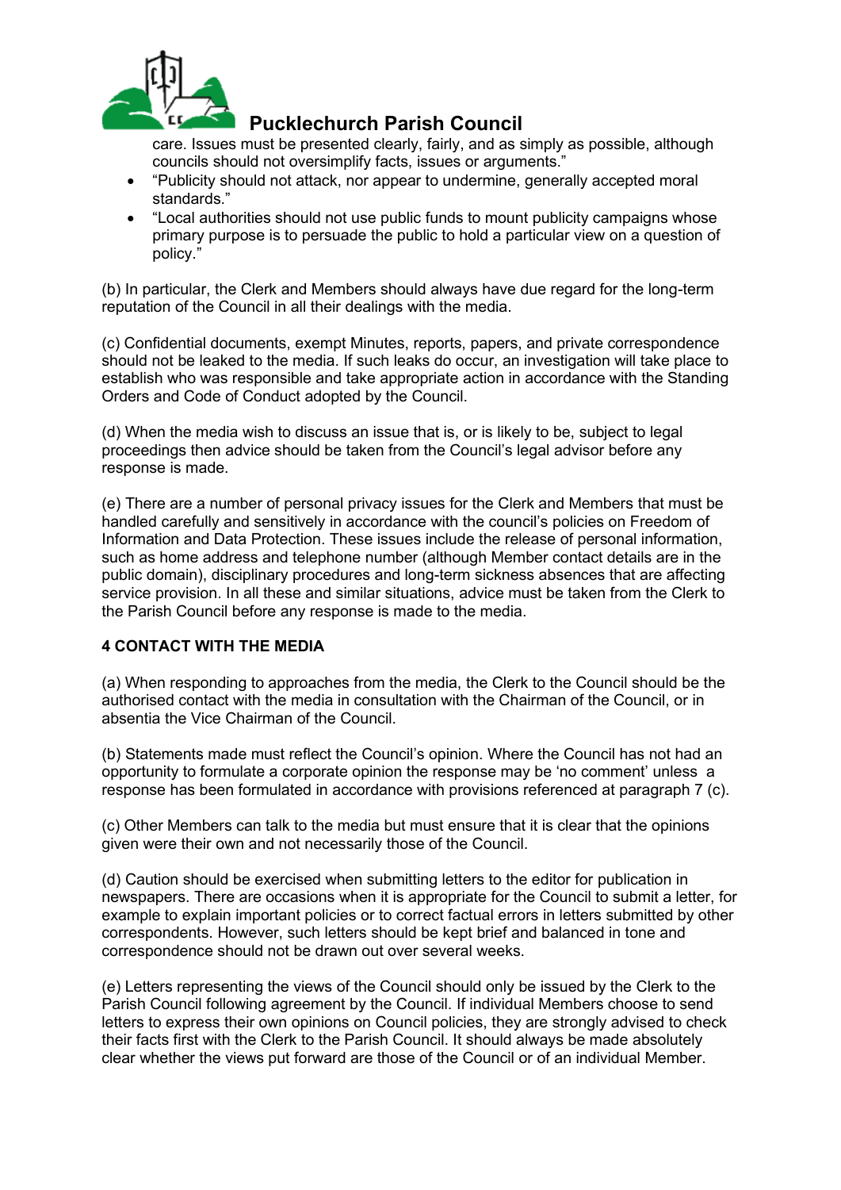care. Issues must be presented clearly, fairly, and as simply as possible, although councils should not oversimplify facts, issues or arguments."

- "Publicity should not attack, nor appear to undermine, generally accepted moral standards."
- "Local authorities should not use public funds to mount publicity campaigns whose primary purpose is to persuade the public to hold a particular view on a question of policy."

(b) In particular, the Clerk and Members should always have due regard for the long-term reputation of the Council in all their dealings with the media.

(c) Confidential documents, exempt Minutes, reports, papers, and private correspondence should not be leaked to the media. If such leaks do occur, an investigation will take place to establish who was responsible and take appropriate action in accordance with the Standing Orders and Code of Conduct adopted by the Council.

(d) When the media wish to discuss an issue that is, or is likely to be, subject to legal proceedings then advice should be taken from the Council's legal advisor before any response is made.

(e) There are a number of personal privacy issues for the Clerk and Members that must be handled carefully and sensitively in accordance with the council's policies on Freedom of Information and Data Protection. These issues include the release of personal information, such as home address and telephone number (although Member contact details are in the public domain), disciplinary procedures and long-term sickness absences that are affecting service provision. In all these and similar situations, advice must be taken from the Clerk to the Parish Council before any response is made to the media.

**4 CONTACT WITH THE MEDIA**

(a) When responding to approaches from the media, the Clerk to the Council should be the authorised contact with the media in consultation with the Chairman of the Council, or in absentia the Vice Chairman of the Council.

(b) Statements made must reflect the Council's opinion. Where the Council has not had an opportunity to formulate a corporate opinion the response may be 'no comment' unless a response has been formulated in accordance with provisions referenced at paragraph 7 (c).

(c) Other Members can talk to the media but must ensure that it is clear that the opinions given were their own and not necessarily those of the Council.

(d) Caution should be exercised when submitting letters to the editor for publication in newspapers. There are occasions when it is appropriate for the Council to submit a letter, for example to explain important policies or to correct factual errors in letters submitted by other correspondents. However, such letters should be kept brief and balanced in tone and correspondence should not be drawn out over several weeks.

(e) Letters representing the views of the Council should only be issued by the Clerk to the Parish Council following agreement by the Council. If individual Members choose to send letters to express their own opinions on Council policies, they are strongly advised to check their facts first with the Clerk to the Parish Council. It should always be made absolutely clear whether the views put forward are those of the Council or of an individual Member.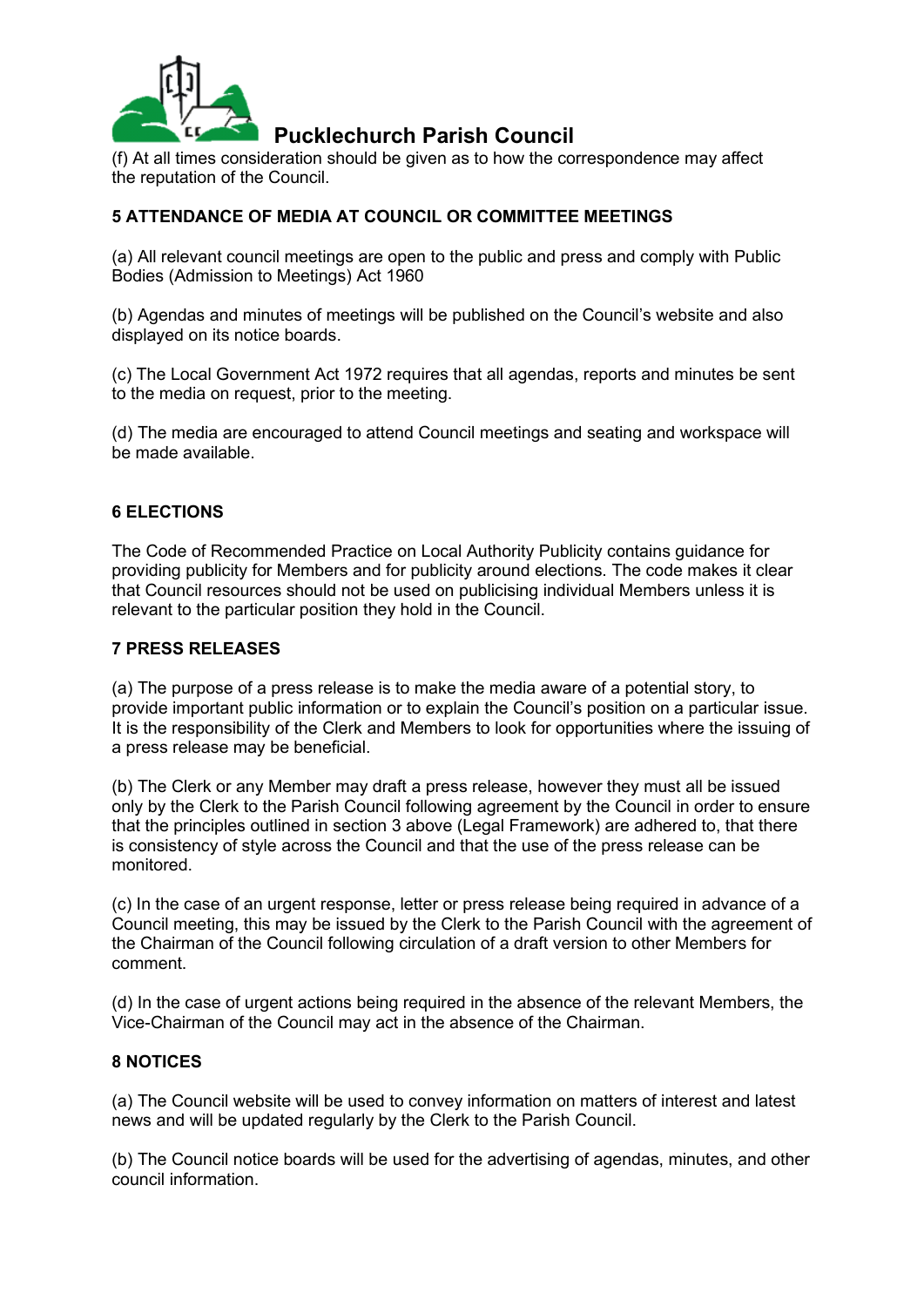(f) At all times consideration should be given as to how the correspondence may affect the reputation of the Council.

## 5 ATTENDANCE OF MEDIA AT COUNCIL OR COMMITTEE MEETINGS

(a) All relevant council meetings are open to the public and press and comply with Public Bodies (Admission to Meetings) Act 1960

(b) Agendas and minutes of meetings will be published on the Council's website and also displayed on its notice boards.

(c) The Local Government Act 1972 requires that all agendas, reports and minutes be sent to the media on request, prior to the meeting.

(d) The media are encouraged to attend Council meetings and seating and workspace will be made available.

## 6 ELECTIONS

The Code of Recommended Practice on Local Authority Publicity contains guidance for providing publicity for Members and for publicity around elections. The code makes it clear that Council resources should not be used on publicising individual Members unless it is relevant to the particular position they hold in the Council.

## 7 PRESS RELEASES

(a) The purpose of a press release is to make the media aware of a potential story, to provide important public information or to explain the Council's position on a particular issue. It is the responsibility of the Clerk and Members to look for opportunities where the issuing of a press release may be beneficial.

(b) The Clerk or any Member may draft a press release, however they must all be issued only by the Clerk to the Parish Council following agreement by the Council in order to ensure that the principles outlined in section 3 above (Legal Framework) are adhered to, that there is consistency of style across the Council and that the use of the press release can be monitored.

(c) In the case of an urgent response, letter or press release being required in advance of a Council meeting, this may be issued by the Clerk to the Parish Council with the agreement of the Chairman of the Council following circulation of a draft version to other Members for comment.

(d) In the case of urgent actions being required in the absence of the relevant Members, the Vice-Chairman of the Council may act in the absence of the Chairman.

## 8 NOTICES

(a) The Council website will be used to convey information on matters of interest and latest news and will be updated regularly by the Clerk to the Parish Council.

(b) The Council notice boards will be used for the advertising of agendas, minutes, and other council information.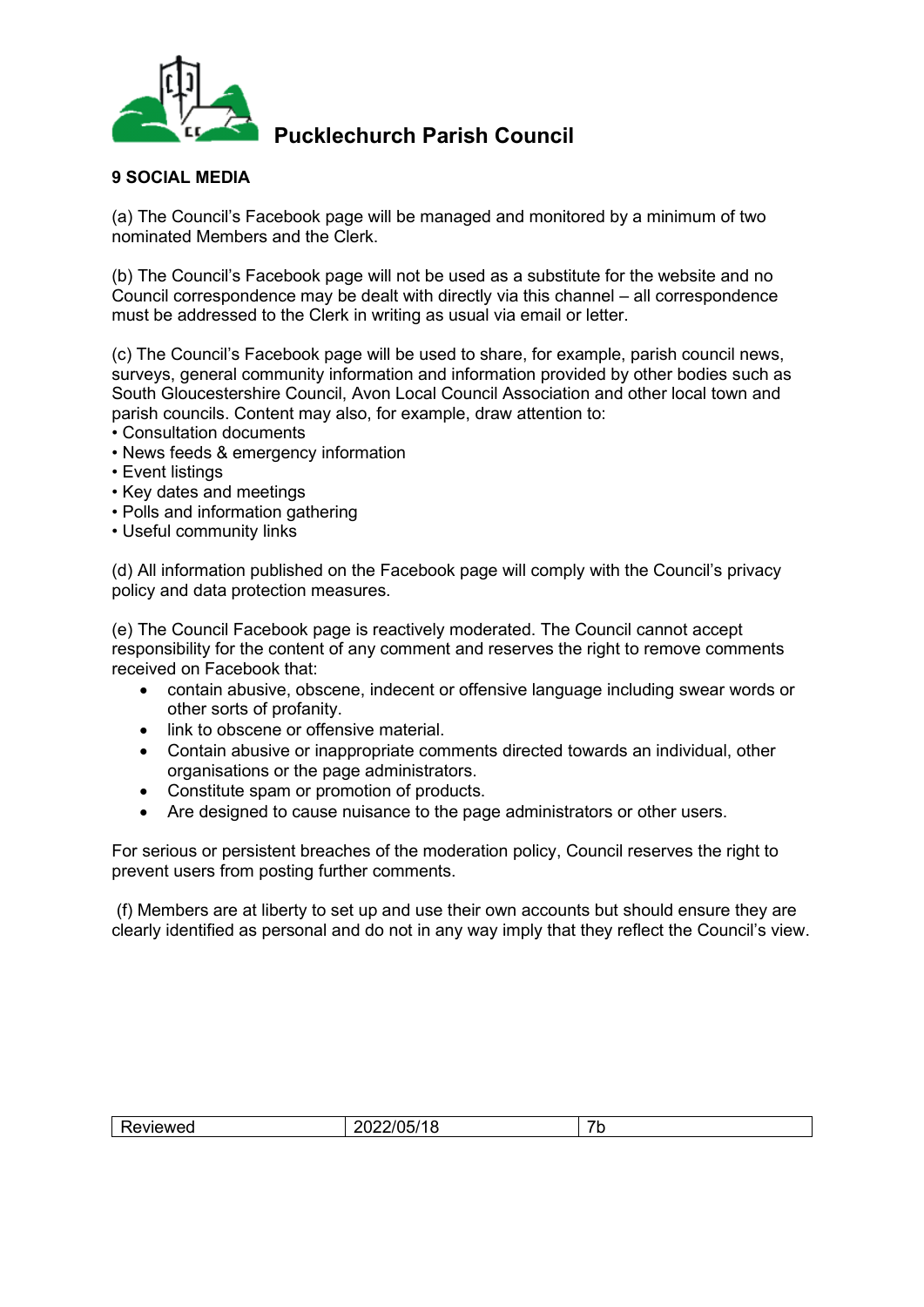# Pucklechurch Parish Council

## 9 SOCIAL MEDIA

(a) The Council's Facebook page will be managed and monitored by a minimum of two nominated Members and the Clerk.

(b) The Council's Facebook page will not be used as a substitute for the website and no Council correspondence may be dealt with directly via this channel – all correspondence must be addressed to the Clerk in writing as usual via email or letter.

(c) The Council's Facebook page will be used to share, for example, parish council news, surveys, general community information and information provided by other bodies such as South Gloucestershire Council, Avon Local Council Association and other local town and parish councils. Content may also, for example, draw attention to:
- Consultation documents
- News feeds & emergency information
- Event listings
- Key dates and meetings
- Polls and information gathering
- Useful community links

(d) All information published on the Facebook page will comply with the Council's privacy policy and data protection measures.

(e) The Council Facebook page is reactively moderated. The Council cannot accept responsibility for the content of any comment and reserves the right to remove comments received on Facebook that:

- contain abusive, obscene, indecent or offensive language including swear words or other sorts of profanity.
- link to obscene or offensive material.
- Contain abusive or inappropriate comments directed towards an individual, other organisations or the page administrators.
- Constitute spam or promotion of products.
- Are designed to cause nuisance to the page administrators or other users.

For serious or persistent breaches of the moderation policy, Council reserves the right to prevent users from posting further comments.

(f) Members are at liberty to set up and use their own accounts but should ensure they are clearly identified as personal and do not in any way imply that they reflect the Council's view.

| | | |
|---|---|---|
| Reviewed | 2022/05/18 | 7b |